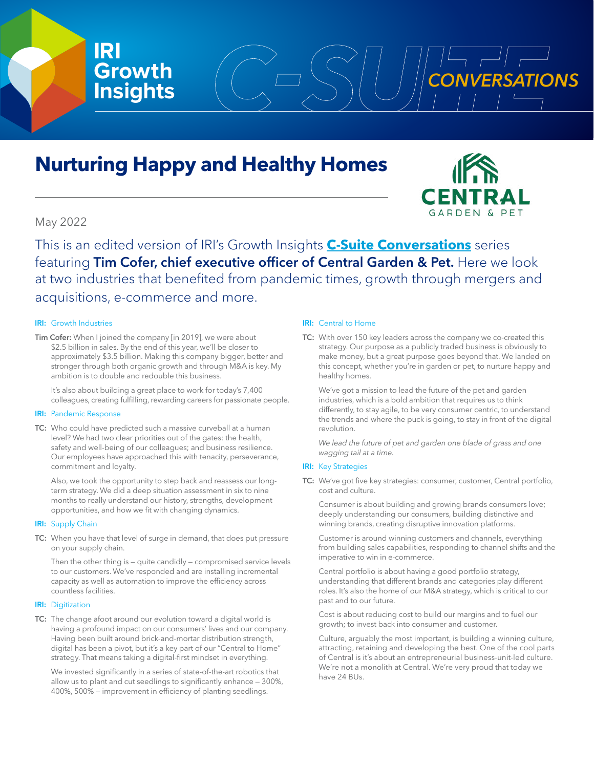IRI Growth Insights

C-SUITE CONVERSATIONS

# Nurturing Happy and Healthy Homes

CENTRAL GARDEN & PET

May 2022

This is an edited version of IRI's Growth Insights **C-Suite Conversations** series featuring **Tim Cofer, chief executive officer of Central Garden & Pet.** Here we look at two industries that benefited from pandemic times, growth through mergers and acquisitions, e-commerce and more.

**IRI:** Growth Industries

**Tim Cofer:** When I joined the company [in 2019], we were about $2.5 billion in sales. By the end of this year, we'll be closer to approximately $3.5 billion. Making this company bigger, better and stronger through both organic growth and through M&A is key. My ambition is to double and redouble this business.

It's also about building a great place to work for today's 7,400 colleagues, creating fulfilling, rewarding careers for passionate people.

**IRI:** Pandemic Response

**TC:** Who could have predicted such a massive curveball at a human level? We had two clear priorities out of the gates: the health, safety and well-being of our colleagues; and business resilience. Our employees have approached this with tenacity, perseverance, commitment and loyalty.

Also, we took the opportunity to step back and reassess our long-term strategy. We did a deep situation assessment in six to nine months to really understand our history, strengths, development opportunities, and how we fit with changing dynamics.

**IRI:** Supply Chain

**TC:** When you have that level of surge in demand, that does put pressure on your supply chain.

Then the other thing is — quite candidly — compromised service levels to our customers. We've responded and are installing incremental capacity as well as automation to improve the efficiency across countless facilities.

**IRI:** Digitization

**TC:** The change afoot around our evolution toward a digital world is having a profound impact on our consumers' lives and our company. Having been built around brick-and-mortar distribution strength, digital has been a pivot, but it's a key part of our "Central to Home" strategy. That means taking a digital-first mindset in everything.

We invested significantly in a series of state-of-the-art robotics that allow us to plant and cut seedlings to significantly enhance — 300%, 400%, 500% — improvement in efficiency of planting seedlings.

**IRI:** Central to Home

**TC:** With over 150 key leaders across the company we co-created this strategy. Our purpose as a publicly traded business is obviously to make money, but a great purpose goes beyond that. We landed on this concept, whether you're in garden or pet, to nurture happy and healthy homes.

We've got a mission to lead the future of the pet and garden industries, which is a bold ambition that requires us to think differently, to stay agile, to be very consumer centric, to understand the trends and where the puck is going, to stay in front of the digital revolution.

*We lead the future of pet and garden one blade of grass and one wagging tail at a time.*

**IRI:** Key Strategies

**TC:** We've got five key strategies: consumer, customer, Central portfolio, cost and culture.

Consumer is about building and growing brands consumers love; deeply understanding our consumers, building distinctive and winning brands, creating disruptive innovation platforms.

Customer is around winning customers and channels, everything from building sales capabilities, responding to channel shifts and the imperative to win in e-commerce.

Central portfolio is about having a good portfolio strategy, understanding that different brands and categories play different roles. It's also the home of our M&A strategy, which is critical to our past and to our future.

Cost is about reducing cost to build our margins and to fuel our growth; to invest back into consumer and customer.

Culture, arguably the most important, is building a winning culture, attracting, retaining and developing the best. One of the cool parts of Central is it's about an entrepreneurial business-unit-led culture. We're not a monolith at Central. We're very proud that today we have 24 BUs.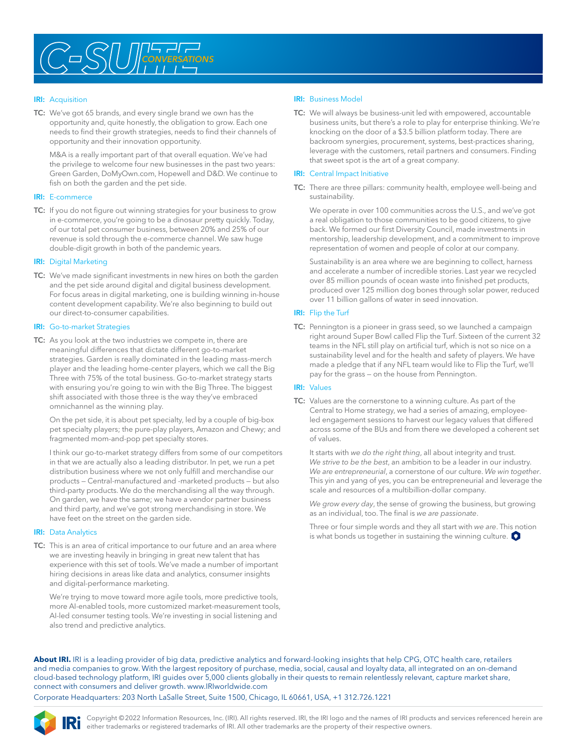# C-SUITE CONVERSATIONS

**IRI:** Acquisition

**TC:** We've got 65 brands, and every single brand we own has the opportunity and, quite honestly, the obligation to grow. Each one needs to find their growth strategies, needs to find their channels of opportunity and their innovation opportunity.

M&A is a really important part of that overall equation. We've had the privilege to welcome four new businesses in the past two years: Green Garden, DoMyOwn.com, Hopewell and D&D. We continue to fish on both the garden and the pet side.

**IRI:** E-commerce

**TC:** If you do not figure out winning strategies for your business to grow in e-commerce, you're going to be a dinosaur pretty quickly. Today, of our total pet consumer business, between 20% and 25% of our revenue is sold through the e-commerce channel. We saw huge double-digit growth in both of the pandemic years.

**IRI:** Digital Marketing

**TC:** We've made significant investments in new hires on both the garden and the pet side around digital and digital business development. For focus areas in digital marketing, one is building winning in-house content development capability. We're also beginning to build out our direct-to-consumer capabilities.

**IRI:** Go-to-market Strategies

**TC:** As you look at the two industries we compete in, there are meaningful differences that dictate different go-to-market strategies. Garden is really dominated in the leading mass-merch player and the leading home-center players, which we call the Big Three with 75% of the total business. Go-to-market strategy starts with ensuring you're going to win with the Big Three. The biggest shift associated with those three is the way they've embraced omnichannel as the winning play.

On the pet side, it is about pet specialty, led by a couple of big-box pet specialty players; the pure-play players, Amazon and Chewy; and fragmented mom-and-pop pet specialty stores.

I think our go-to-market strategy differs from some of our competitors in that we are actually also a leading distributor. In pet, we run a pet distribution business where we not only fulfill and merchandise our products — Central-manufactured and -marketed products — but also third-party products. We do the merchandising all the way through. On garden, we have the same; we have a vendor partner business and third party, and we've got strong merchandising in store. We have feet on the street on the garden side.

**IRI:** Data Analytics

**TC:** This is an area of critical importance to our future and an area where we are investing heavily in bringing in great new talent that has experience with this set of tools. We've made a number of important hiring decisions in areas like data and analytics, consumer insights and digital-performance marketing.

We're trying to move toward more agile tools, more predictive tools, more AI-enabled tools, more customized market-measurement tools, AI-led consumer testing tools. We're investing in social listening and also trend and predictive analytics.

**IRI:** Business Model

**TC:** We will always be business-unit led with empowered, accountable business units, but there's a role to play for enterprise thinking. We're knocking on the door of a $3.5 billion platform today. There are backroom synergies, procurement, systems, best-practices sharing, leverage with the customers, retail partners and consumers. Finding that sweet spot is the art of a great company.

**IRI:** Central Impact Initiative

**TC:** There are three pillars: community health, employee well-being and sustainability.

We operate in over 100 communities across the U.S., and we've got a real obligation to those communities to be good citizens, to give back. We formed our first Diversity Council, made investments in mentorship, leadership development, and a commitment to improve representation of women and people of color at our company.

Sustainability is an area where we are beginning to collect, harness and accelerate a number of incredible stories. Last year we recycled over 85 million pounds of ocean waste into finished pet products, produced over 125 million dog bones through solar power, reduced over 11 billion gallons of water in seed innovation.

**IRI:** Flip the Turf

**TC:** Pennington is a pioneer in grass seed, so we launched a campaign right around Super Bowl called Flip the Turf. Sixteen of the current 32 teams in the NFL still play on artificial turf, which is not so nice on a sustainability level and for the health and safety of players. We have made a pledge that if any NFL team would like to Flip the Turf, we'll pay for the grass — on the house from Pennington.

**IRI:** Values

**TC:** Values are the cornerstone to a winning culture. As part of the Central to Home strategy, we had a series of amazing, employee-led engagement sessions to harvest our legacy values that differed across some of the BUs and from there we developed a coherent set of values.

It starts with *we do the right thing*, all about integrity and trust. *We strive to be the best*, an ambition to be a leader in our industry. *We are entrepreneurial*, a cornerstone of our culture. *We win together*. This yin and yang of yes, you can be entrepreneurial and leverage the scale and resources of a multibillion-dollar company.

*We grow every day*, the sense of growing the business, but growing as an individual, too. The final is *we are passionate*.

Three or four simple words and they all start with *we are*. This notion is what bonds us together in sustaining the winning culture.

**About IRI.** IRI is a leading provider of big data, predictive analytics and forward-looking insights that help CPG, OTC health care, retailers and media companies to grow. With the largest repository of purchase, media, social, causal and loyalty data, all integrated on an on-demand cloud-based technology platform, IRI guides over 5,000 clients globally in their quests to remain relentlessly relevant, capture market share, connect with consumers and deliver growth. www.IRIworldwide.com

Corporate Headquarters: 203 North LaSalle Street, Suite 1500, Chicago, IL 60661, USA, +1 312.726.1221

Copyright © 2022 Information Resources, Inc. (IRI). All rights reserved. IRI, the IRI logo and the names of IRI products and services referenced herein are either trademarks or registered trademarks of IRI. All other trademarks are the property of their respective owners.